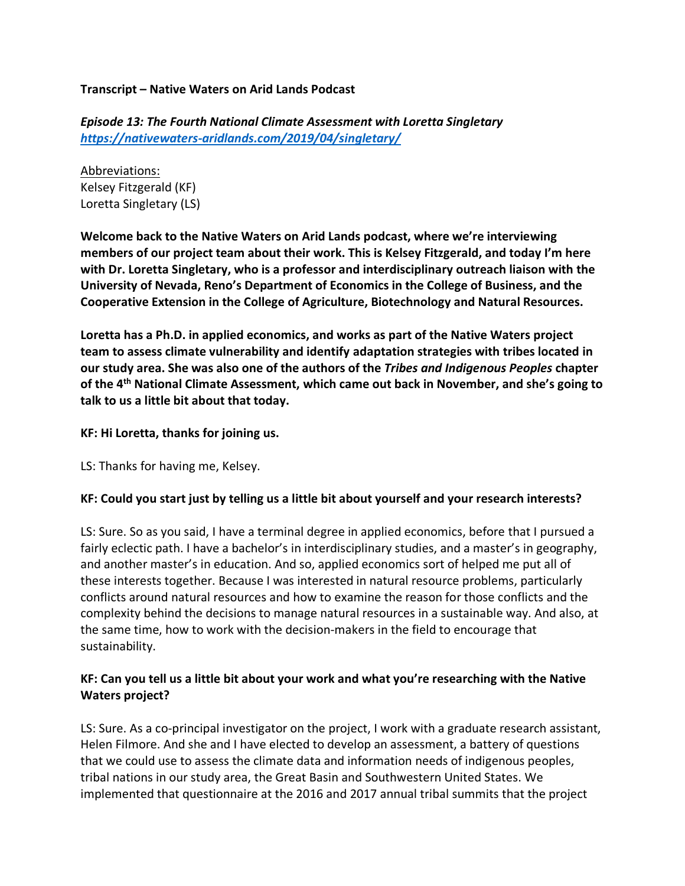**Transcript – Native Waters on Arid Lands Podcast**

***Episode 13: The Fourth National Climate Assessment with Loretta Singletary***
***https://nativewaters-aridlands.com/2019/04/singletary/***

Abbreviations:
Kelsey Fitzgerald (KF)
Loretta Singletary (LS)

**Welcome back to the Native Waters on Arid Lands podcast, where we're interviewing members of our project team about their work. This is Kelsey Fitzgerald, and today I'm here with Dr. Loretta Singletary, who is a professor and interdisciplinary outreach liaison with the University of Nevada, Reno's Department of Economics in the College of Business, and the Cooperative Extension in the College of Agriculture, Biotechnology and Natural Resources.**

**Loretta has a Ph.D. in applied economics, and works as part of the Native Waters project team to assess climate vulnerability and identify adaptation strategies with tribes located in our study area. She was also one of the authors of the *Tribes and Indigenous Peoples* chapter of the 4th National Climate Assessment, which came out back in November, and she's going to talk to us a little bit about that today.**

**KF: Hi Loretta, thanks for joining us.**

LS: Thanks for having me, Kelsey.

**KF: Could you start just by telling us a little bit about yourself and your research interests?**

LS: Sure. So as you said, I have a terminal degree in applied economics, before that I pursued a fairly eclectic path. I have a bachelor's in interdisciplinary studies, and a master's in geography, and another master's in education. And so, applied economics sort of helped me put all of these interests together. Because I was interested in natural resource problems, particularly conflicts around natural resources and how to examine the reason for those conflicts and the complexity behind the decisions to manage natural resources in a sustainable way. And also, at the same time, how to work with the decision-makers in the field to encourage that sustainability.

**KF: Can you tell us a little bit about your work and what you're researching with the Native Waters project?**

LS: Sure. As a co-principal investigator on the project, I work with a graduate research assistant, Helen Filmore. And she and I have elected to develop an assessment, a battery of questions that we could use to assess the climate data and information needs of indigenous peoples, tribal nations in our study area, the Great Basin and Southwestern United States. We implemented that questionnaire at the 2016 and 2017 annual tribal summits that the project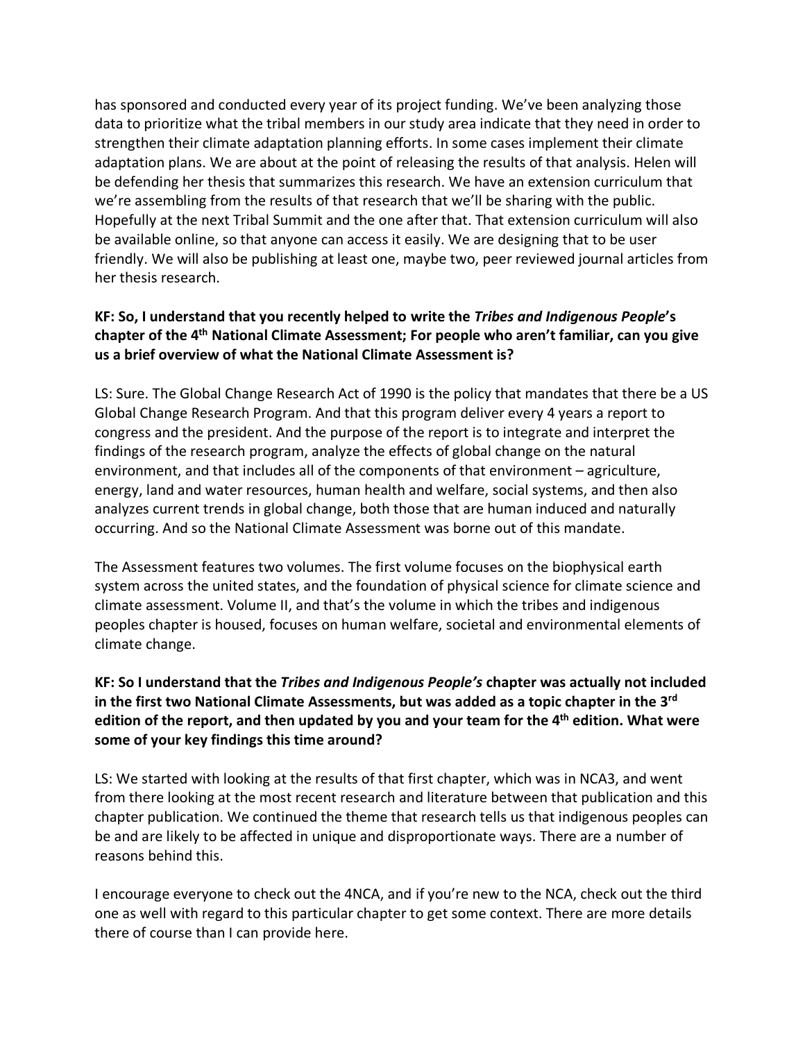has sponsored and conducted every year of its project funding. We've been analyzing those data to prioritize what the tribal members in our study area indicate that they need in order to strengthen their climate adaptation planning efforts. In some cases implement their climate adaptation plans. We are about at the point of releasing the results of that analysis. Helen will be defending her thesis that summarizes this research. We have an extension curriculum that we're assembling from the results of that research that we'll be sharing with the public. Hopefully at the next Tribal Summit and the one after that. That extension curriculum will also be available online, so that anyone can access it easily. We are designing that to be user friendly. We will also be publishing at least one, maybe two, peer reviewed journal articles from her thesis research.

**KF: So, I understand that you recently helped to write the *Tribes and Indigenous People*'s chapter of the 4th National Climate Assessment; For people who aren't familiar, can you give us a brief overview of what the National Climate Assessment is?**

LS: Sure. The Global Change Research Act of 1990 is the policy that mandates that there be a US Global Change Research Program. And that this program deliver every 4 years a report to congress and the president. And the purpose of the report is to integrate and interpret the findings of the research program, analyze the effects of global change on the natural environment, and that includes all of the components of that environment – agriculture, energy, land and water resources, human health and welfare, social systems, and then also analyzes current trends in global change, both those that are human induced and naturally occurring. And so the National Climate Assessment was borne out of this mandate.

The Assessment features two volumes. The first volume focuses on the biophysical earth system across the united states, and the foundation of physical science for climate science and climate assessment. Volume II, and that's the volume in which the tribes and indigenous peoples chapter is housed, focuses on human welfare, societal and environmental elements of climate change.

**KF: So I understand that the *Tribes and Indigenous People's* chapter was actually not included in the first two National Climate Assessments, but was added as a topic chapter in the 3rd edition of the report, and then updated by you and your team for the 4th edition. What were some of your key findings this time around?**

LS: We started with looking at the results of that first chapter, which was in NCA3, and went from there looking at the most recent research and literature between that publication and this chapter publication. We continued the theme that research tells us that indigenous peoples can be and are likely to be affected in unique and disproportionate ways. There are a number of reasons behind this.

I encourage everyone to check out the 4NCA, and if you're new to the NCA, check out the third one as well with regard to this particular chapter to get some context. There are more details there of course than I can provide here.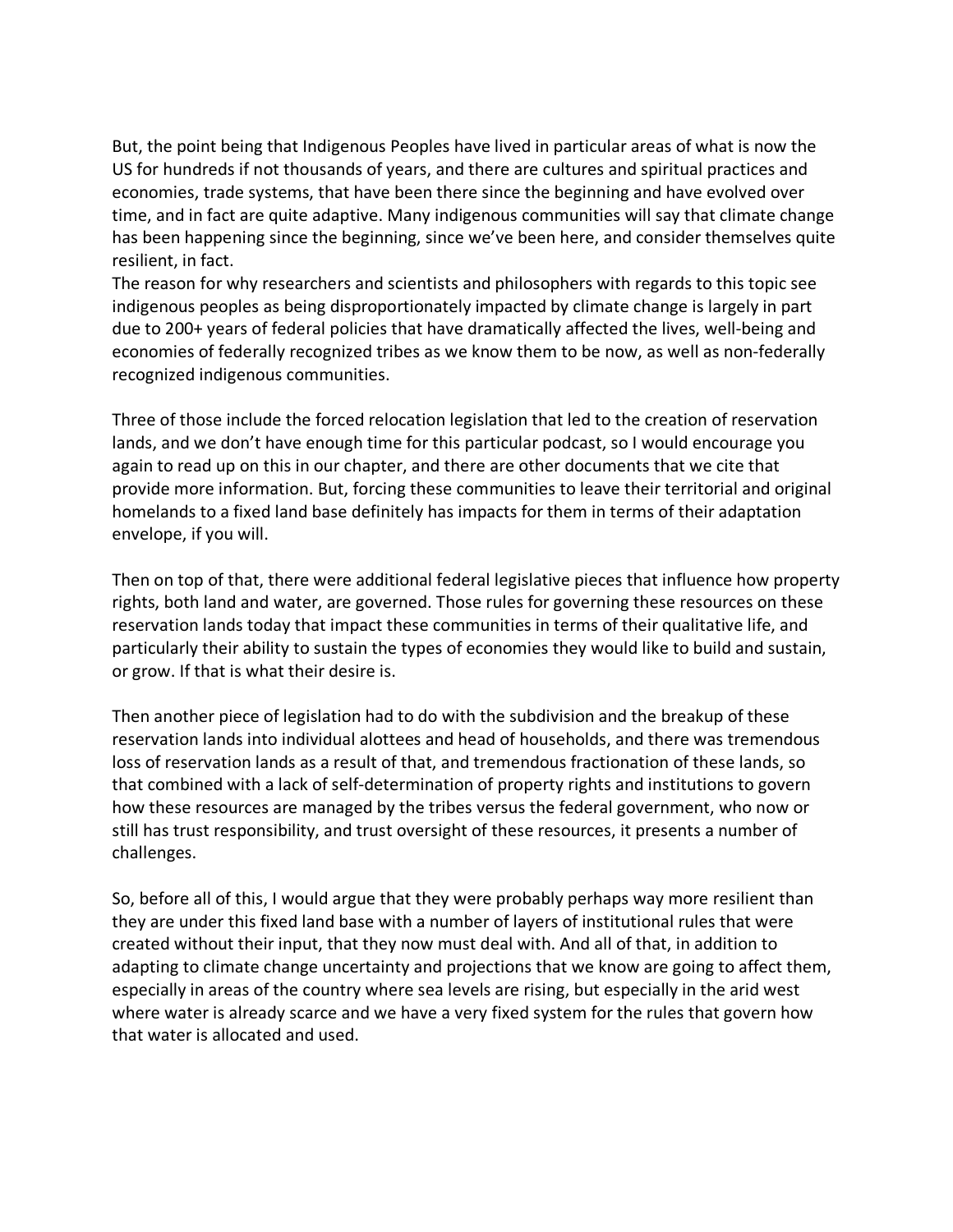But, the point being that Indigenous Peoples have lived in particular areas of what is now the US for hundreds if not thousands of years, and there are cultures and spiritual practices and economies, trade systems, that have been there since the beginning and have evolved over time, and in fact are quite adaptive. Many indigenous communities will say that climate change has been happening since the beginning, since we've been here, and consider themselves quite resilient, in fact.
The reason for why researchers and scientists and philosophers with regards to this topic see indigenous peoples as being disproportionately impacted by climate change is largely in part due to 200+ years of federal policies that have dramatically affected the lives, well-being and economies of federally recognized tribes as we know them to be now, as well as non-federally recognized indigenous communities.

Three of those include the forced relocation legislation that led to the creation of reservation lands, and we don't have enough time for this particular podcast, so I would encourage you again to read up on this in our chapter, and there are other documents that we cite that provide more information. But, forcing these communities to leave their territorial and original homelands to a fixed land base definitely has impacts for them in terms of their adaptation envelope, if you will.

Then on top of that, there were additional federal legislative pieces that influence how property rights, both land and water, are governed. Those rules for governing these resources on these reservation lands today that impact these communities in terms of their qualitative life, and particularly their ability to sustain the types of economies they would like to build and sustain, or grow. If that is what their desire is.

Then another piece of legislation had to do with the subdivision and the breakup of these reservation lands into individual alottees and head of households, and there was tremendous loss of reservation lands as a result of that, and tremendous fractionation of these lands, so that combined with a lack of self-determination of property rights and institutions to govern how these resources are managed by the tribes versus the federal government, who now or still has trust responsibility, and trust oversight of these resources, it presents a number of challenges.

So, before all of this, I would argue that they were probably perhaps way more resilient than they are under this fixed land base with a number of layers of institutional rules that were created without their input, that they now must deal with. And all of that, in addition to adapting to climate change uncertainty and projections that we know are going to affect them, especially in areas of the country where sea levels are rising, but especially in the arid west where water is already scarce and we have a very fixed system for the rules that govern how that water is allocated and used.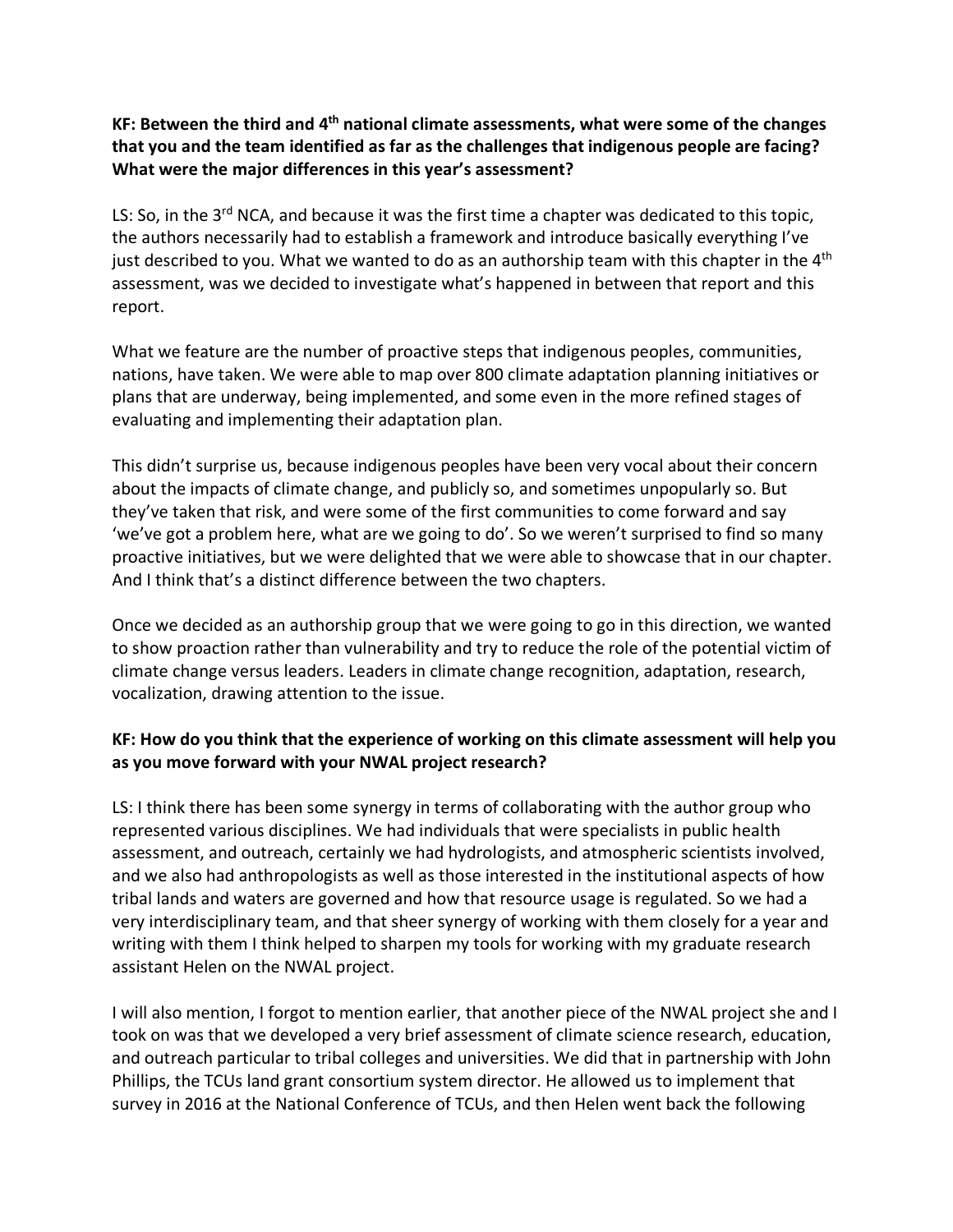**KF: Between the third and 4th national climate assessments, what were some of the changes that you and the team identified as far as the challenges that indigenous people are facing? What were the major differences in this year's assessment?**

LS: So, in the 3rd NCA, and because it was the first time a chapter was dedicated to this topic, the authors necessarily had to establish a framework and introduce basically everything I've just described to you. What we wanted to do as an authorship team with this chapter in the 4th assessment, was we decided to investigate what's happened in between that report and this report.

What we feature are the number of proactive steps that indigenous peoples, communities, nations, have taken. We were able to map over 800 climate adaptation planning initiatives or plans that are underway, being implemented, and some even in the more refined stages of evaluating and implementing their adaptation plan.

This didn't surprise us, because indigenous peoples have been very vocal about their concern about the impacts of climate change, and publicly so, and sometimes unpopularly so. But they've taken that risk, and were some of the first communities to come forward and say 'we've got a problem here, what are we going to do'. So we weren't surprised to find so many proactive initiatives, but we were delighted that we were able to showcase that in our chapter. And I think that's a distinct difference between the two chapters.

Once we decided as an authorship group that we were going to go in this direction, we wanted to show proaction rather than vulnerability and try to reduce the role of the potential victim of climate change versus leaders. Leaders in climate change recognition, adaptation, research, vocalization, drawing attention to the issue.

**KF: How do you think that the experience of working on this climate assessment will help you as you move forward with your NWAL project research?**

LS: I think there has been some synergy in terms of collaborating with the author group who represented various disciplines. We had individuals that were specialists in public health assessment, and outreach, certainly we had hydrologists, and atmospheric scientists involved, and we also had anthropologists as well as those interested in the institutional aspects of how tribal lands and waters are governed and how that resource usage is regulated. So we had a very interdisciplinary team, and that sheer synergy of working with them closely for a year and writing with them I think helped to sharpen my tools for working with my graduate research assistant Helen on the NWAL project.

I will also mention, I forgot to mention earlier, that another piece of the NWAL project she and I took on was that we developed a very brief assessment of climate science research, education, and outreach particular to tribal colleges and universities. We did that in partnership with John Phillips, the TCUs land grant consortium system director. He allowed us to implement that survey in 2016 at the National Conference of TCUs, and then Helen went back the following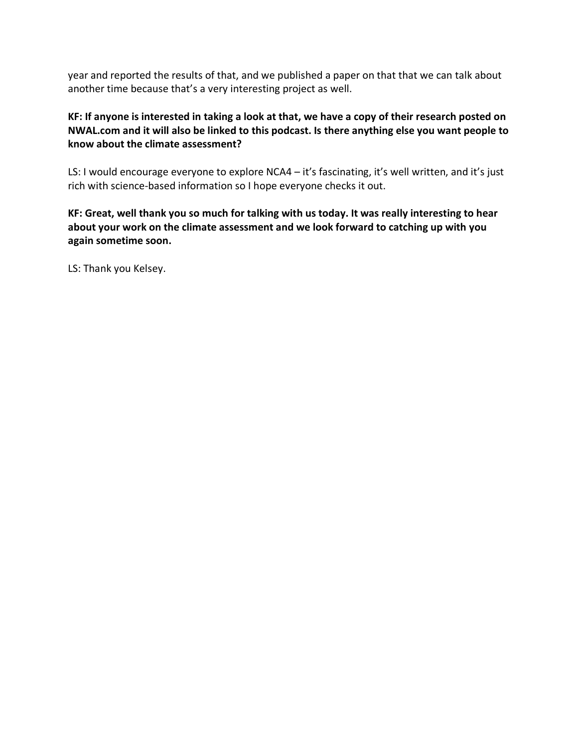year and reported the results of that, and we published a paper on that that we can talk about another time because that's a very interesting project as well.

**KF: If anyone is interested in taking a look at that, we have a copy of their research posted on NWAL.com and it will also be linked to this podcast. Is there anything else you want people to know about the climate assessment?**

LS: I would encourage everyone to explore NCA4 – it's fascinating, it's well written, and it's just rich with science-based information so I hope everyone checks it out.

**KF: Great, well thank you so much for talking with us today. It was really interesting to hear about your work on the climate assessment and we look forward to catching up with you again sometime soon.**

LS: Thank you Kelsey.